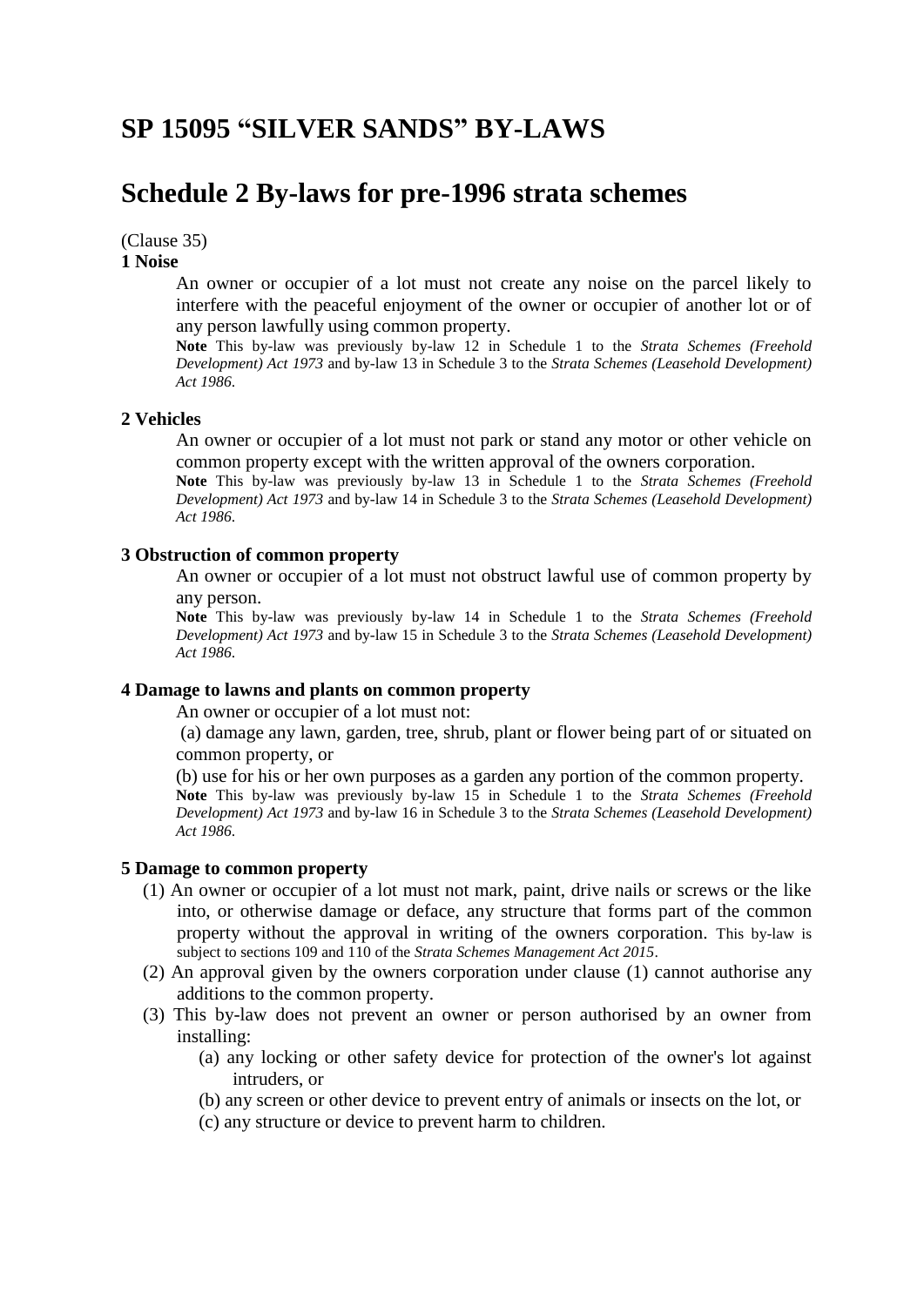# SP 15095 "SILVER SANDS" BY-LAWS

# Schedule 2 By-laws for pre-1996 strata schemes

(Clause 35)

**1 Noise**

An owner or occupier of a lot must not create any noise on the parcel likely to interfere with the peaceful enjoyment of the owner or occupier of another lot or of any person lawfully using common property.

**Note** This by-law was previously by-law 12 in Schedule 1 to the *Strata Schemes (Freehold Development) Act 1973* and by-law 13 in Schedule 3 to the *Strata Schemes (Leasehold Development) Act 1986*.

**2 Vehicles**

An owner or occupier of a lot must not park or stand any motor or other vehicle on common property except with the written approval of the owners corporation.

**Note** This by-law was previously by-law 13 in Schedule 1 to the *Strata Schemes (Freehold Development) Act 1973* and by-law 14 in Schedule 3 to the *Strata Schemes (Leasehold Development) Act 1986*.

**3 Obstruction of common property**

An owner or occupier of a lot must not obstruct lawful use of common property by any person.

**Note** This by-law was previously by-law 14 in Schedule 1 to the *Strata Schemes (Freehold Development) Act 1973* and by-law 15 in Schedule 3 to the *Strata Schemes (Leasehold Development) Act 1986*.

**4 Damage to lawns and plants on common property**

An owner or occupier of a lot must not:

(a) damage any lawn, garden, tree, shrub, plant or flower being part of or situated on common property, or

(b) use for his or her own purposes as a garden any portion of the common property.

**Note** This by-law was previously by-law 15 in Schedule 1 to the *Strata Schemes (Freehold Development) Act 1973* and by-law 16 in Schedule 3 to the *Strata Schemes (Leasehold Development) Act 1986*.

**5 Damage to common property**

(1) An owner or occupier of a lot must not mark, paint, drive nails or screws or the like into, or otherwise damage or deface, any structure that forms part of the common property without the approval in writing of the owners corporation. This by-law is subject to sections 109 and 110 of the *Strata Schemes Management Act 2015*.

(2) An approval given by the owners corporation under clause (1) cannot authorise any additions to the common property.

(3) This by-law does not prevent an owner or person authorised by an owner from installing:

(a) any locking or other safety device for protection of the owner's lot against intruders, or

(b) any screen or other device to prevent entry of animals or insects on the lot, or

(c) any structure or device to prevent harm to children.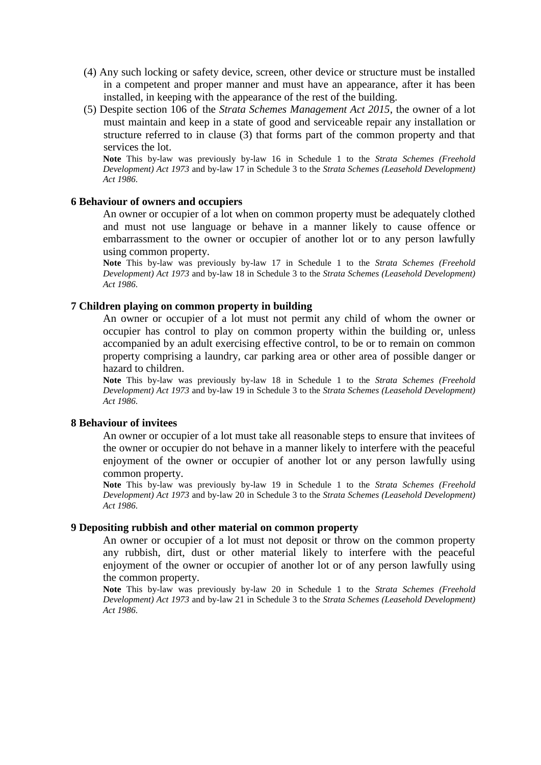(4) Any such locking or safety device, screen, other device or structure must be installed in a competent and proper manner and must have an appearance, after it has been installed, in keeping with the appearance of the rest of the building.

(5) Despite section 106 of the *Strata Schemes Management Act 2015*, the owner of a lot must maintain and keep in a state of good and serviceable repair any installation or structure referred to in clause (3) that forms part of the common property and that services the lot.

**Note** This by-law was previously by-law 16 in Schedule 1 to the *Strata Schemes (Freehold Development) Act 1973* and by-law 17 in Schedule 3 to the *Strata Schemes (Leasehold Development) Act 1986*.

### 6 Behaviour of owners and occupiers

An owner or occupier of a lot when on common property must be adequately clothed and must not use language or behave in a manner likely to cause offence or embarrassment to the owner or occupier of another lot or to any person lawfully using common property.

**Note** This by-law was previously by-law 17 in Schedule 1 to the *Strata Schemes (Freehold Development) Act 1973* and by-law 18 in Schedule 3 to the *Strata Schemes (Leasehold Development) Act 1986*.

### 7 Children playing on common property in building

An owner or occupier of a lot must not permit any child of whom the owner or occupier has control to play on common property within the building or, unless accompanied by an adult exercising effective control, to be or to remain on common property comprising a laundry, car parking area or other area of possible danger or hazard to children.

**Note** This by-law was previously by-law 18 in Schedule 1 to the *Strata Schemes (Freehold Development) Act 1973* and by-law 19 in Schedule 3 to the *Strata Schemes (Leasehold Development) Act 1986*.

### 8 Behaviour of invitees

An owner or occupier of a lot must take all reasonable steps to ensure that invitees of the owner or occupier do not behave in a manner likely to interfere with the peaceful enjoyment of the owner or occupier of another lot or any person lawfully using common property.

**Note** This by-law was previously by-law 19 in Schedule 1 to the *Strata Schemes (Freehold Development) Act 1973* and by-law 20 in Schedule 3 to the *Strata Schemes (Leasehold Development) Act 1986*.

### 9 Depositing rubbish and other material on common property

An owner or occupier of a lot must not deposit or throw on the common property any rubbish, dirt, dust or other material likely to interfere with the peaceful enjoyment of the owner or occupier of another lot or of any person lawfully using the common property.

**Note** This by-law was previously by-law 20 in Schedule 1 to the *Strata Schemes (Freehold Development) Act 1973* and by-law 21 in Schedule 3 to the *Strata Schemes (Leasehold Development) Act 1986*.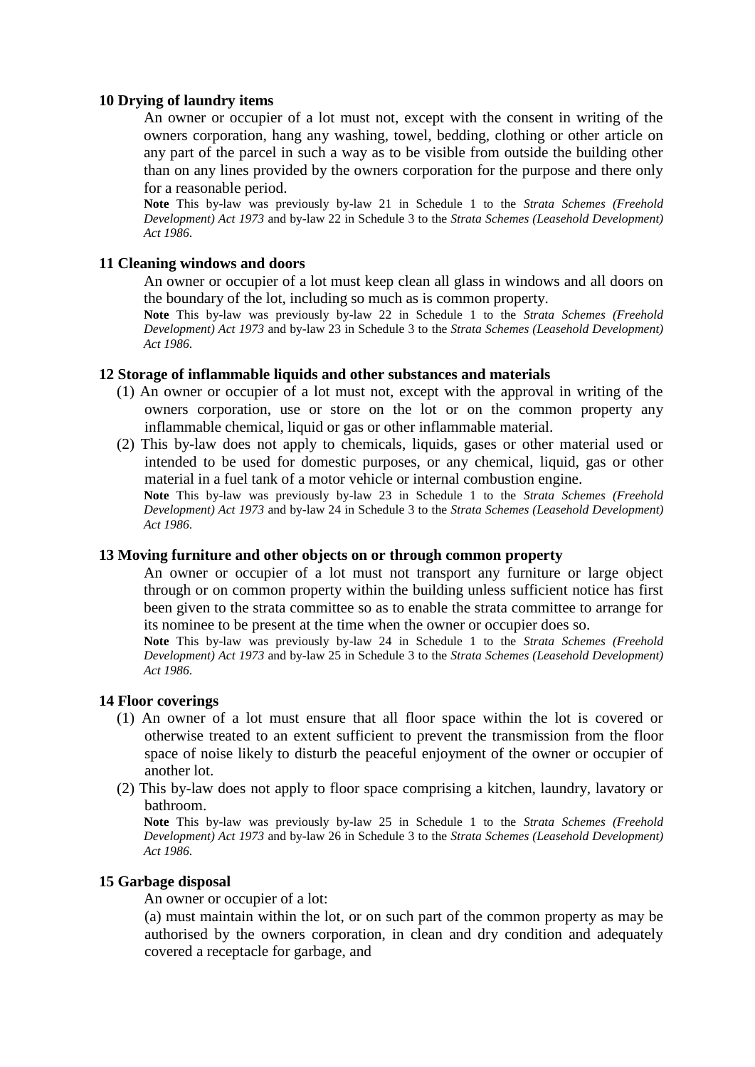**10 Drying of laundry items**

An owner or occupier of a lot must not, except with the consent in writing of the owners corporation, hang any washing, towel, bedding, clothing or other article on any part of the parcel in such a way as to be visible from outside the building other than on any lines provided by the owners corporation for the purpose and there only for a reasonable period.

**Note** This by-law was previously by-law 21 in Schedule 1 to the *Strata Schemes (Freehold Development) Act 1973* and by-law 22 in Schedule 3 to the *Strata Schemes (Leasehold Development) Act 1986*.

**11 Cleaning windows and doors**

An owner or occupier of a lot must keep clean all glass in windows and all doors on the boundary of the lot, including so much as is common property.

**Note** This by-law was previously by-law 22 in Schedule 1 to the *Strata Schemes (Freehold Development) Act 1973* and by-law 23 in Schedule 3 to the *Strata Schemes (Leasehold Development) Act 1986*.

**12 Storage of inflammable liquids and other substances and materials**

(1) An owner or occupier of a lot must not, except with the approval in writing of the owners corporation, use or store on the lot or on the common property any inflammable chemical, liquid or gas or other inflammable material.

(2) This by-law does not apply to chemicals, liquids, gases or other material used or intended to be used for domestic purposes, or any chemical, liquid, gas or other material in a fuel tank of a motor vehicle or internal combustion engine.

**Note** This by-law was previously by-law 23 in Schedule 1 to the *Strata Schemes (Freehold Development) Act 1973* and by-law 24 in Schedule 3 to the *Strata Schemes (Leasehold Development) Act 1986*.

**13 Moving furniture and other objects on or through common property**

An owner or occupier of a lot must not transport any furniture or large object through or on common property within the building unless sufficient notice has first been given to the strata committee so as to enable the strata committee to arrange for its nominee to be present at the time when the owner or occupier does so.

**Note** This by-law was previously by-law 24 in Schedule 1 to the *Strata Schemes (Freehold Development) Act 1973* and by-law 25 in Schedule 3 to the *Strata Schemes (Leasehold Development) Act 1986*.

**14 Floor coverings**

(1) An owner of a lot must ensure that all floor space within the lot is covered or otherwise treated to an extent sufficient to prevent the transmission from the floor space of noise likely to disturb the peaceful enjoyment of the owner or occupier of another lot.

(2) This by-law does not apply to floor space comprising a kitchen, laundry, lavatory or bathroom.

**Note** This by-law was previously by-law 25 in Schedule 1 to the *Strata Schemes (Freehold Development) Act 1973* and by-law 26 in Schedule 3 to the *Strata Schemes (Leasehold Development) Act 1986*.

**15 Garbage disposal**

An owner or occupier of a lot:

(a) must maintain within the lot, or on such part of the common property as may be authorised by the owners corporation, in clean and dry condition and adequately covered a receptacle for garbage, and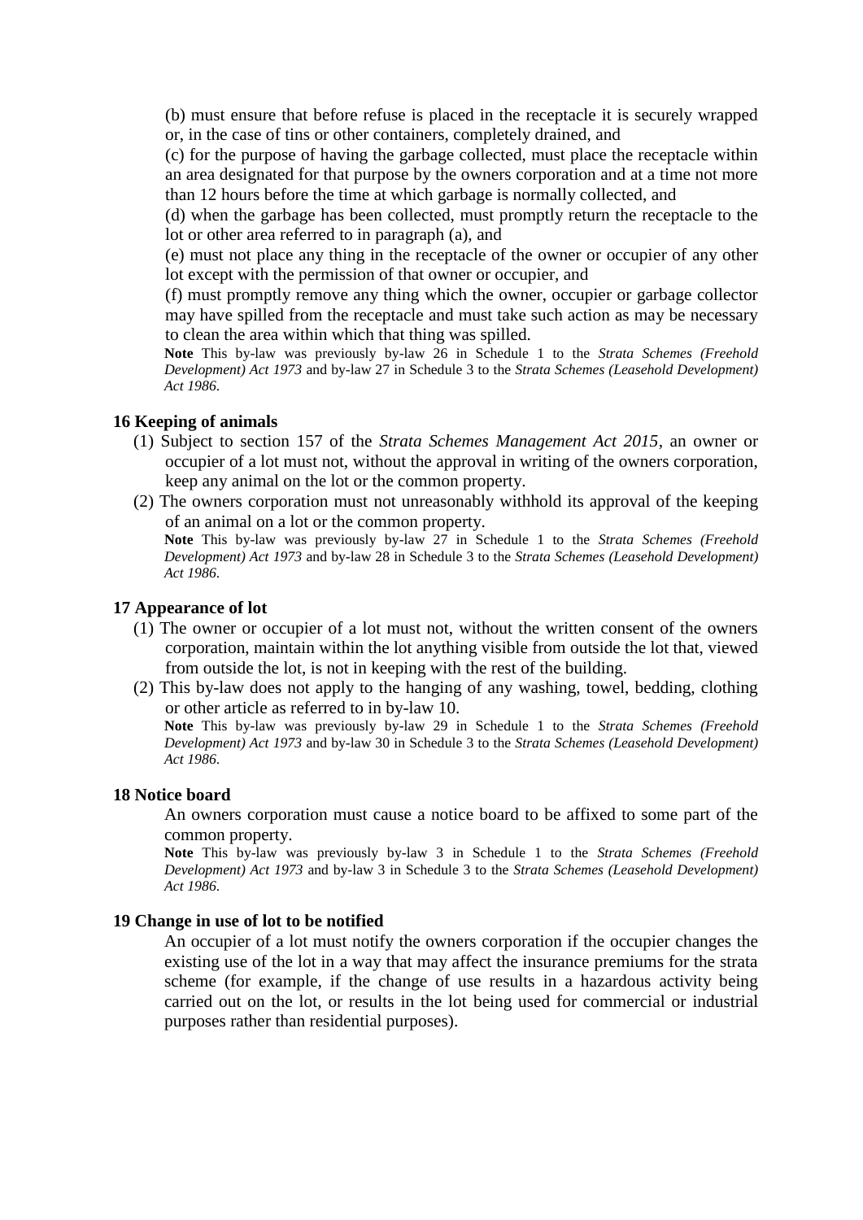(b) must ensure that before refuse is placed in the receptacle it is securely wrapped or, in the case of tins or other containers, completely drained, and

(c) for the purpose of having the garbage collected, must place the receptacle within an area designated for that purpose by the owners corporation and at a time not more than 12 hours before the time at which garbage is normally collected, and

(d) when the garbage has been collected, must promptly return the receptacle to the lot or other area referred to in paragraph (a), and

(e) must not place any thing in the receptacle of the owner or occupier of any other lot except with the permission of that owner or occupier, and

(f) must promptly remove any thing which the owner, occupier or garbage collector may have spilled from the receptacle and must take such action as may be necessary to clean the area within which that thing was spilled.

**Note** This by-law was previously by-law 26 in Schedule 1 to the *Strata Schemes (Freehold Development) Act 1973* and by-law 27 in Schedule 3 to the *Strata Schemes (Leasehold Development) Act 1986*.

### 16 Keeping of animals

(1) Subject to section 157 of the *Strata Schemes Management Act 2015*, an owner or occupier of a lot must not, without the approval in writing of the owners corporation, keep any animal on the lot or the common property.

(2) The owners corporation must not unreasonably withhold its approval of the keeping of an animal on a lot or the common property.

**Note** This by-law was previously by-law 27 in Schedule 1 to the *Strata Schemes (Freehold Development) Act 1973* and by-law 28 in Schedule 3 to the *Strata Schemes (Leasehold Development) Act 1986*.

### 17 Appearance of lot

(1) The owner or occupier of a lot must not, without the written consent of the owners corporation, maintain within the lot anything visible from outside the lot that, viewed from outside the lot, is not in keeping with the rest of the building.

(2) This by-law does not apply to the hanging of any washing, towel, bedding, clothing or other article as referred to in by-law 10.

**Note** This by-law was previously by-law 29 in Schedule 1 to the *Strata Schemes (Freehold Development) Act 1973* and by-law 30 in Schedule 3 to the *Strata Schemes (Leasehold Development) Act 1986*.

### 18 Notice board

An owners corporation must cause a notice board to be affixed to some part of the common property.

**Note** This by-law was previously by-law 3 in Schedule 1 to the *Strata Schemes (Freehold Development) Act 1973* and by-law 3 in Schedule 3 to the *Strata Schemes (Leasehold Development) Act 1986*.

### 19 Change in use of lot to be notified

An occupier of a lot must notify the owners corporation if the occupier changes the existing use of the lot in a way that may affect the insurance premiums for the strata scheme (for example, if the change of use results in a hazardous activity being carried out on the lot, or results in the lot being used for commercial or industrial purposes rather than residential purposes).